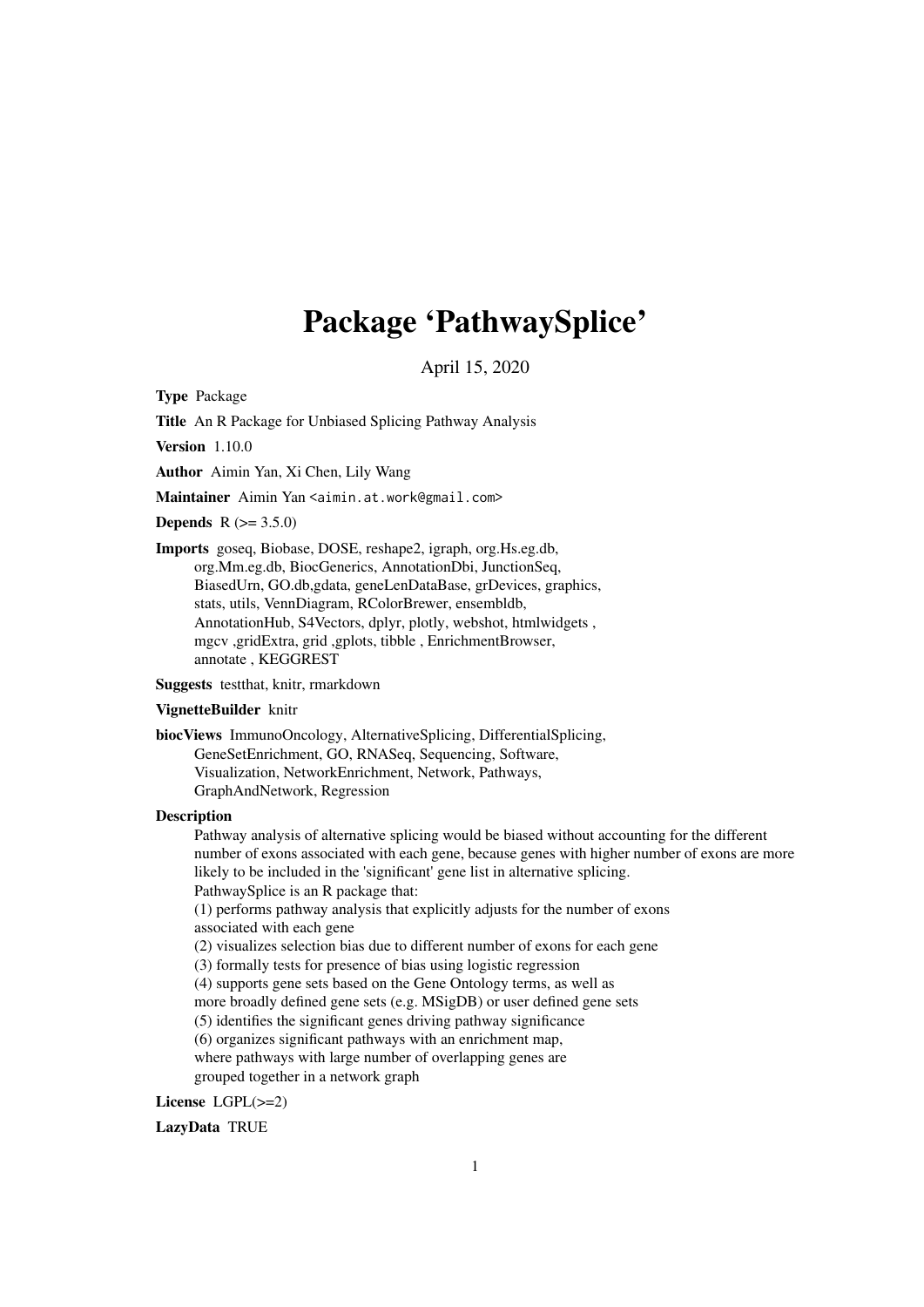# Package 'PathwaySplice'

April 15, 2020

**Type** Package

**Title** An R Package for Unbiased Splicing Pathway Analysis

**Version** 1.10.0

**Author** Aimin Yan, Xi Chen, Lily Wang

**Maintainer** Aimin Yan <aimin.at.work@gmail.com>

**Depends** R (>= 3.5.0)

**Imports** goseq, Biobase, DOSE, reshape2, igraph, org.Hs.eg.db, org.Mm.eg.db, BiocGenerics, AnnotationDbi, JunctionSeq, BiasedUrn, GO.db,gdata, geneLenDataBase, grDevices, graphics, stats, utils, VennDiagram, RColorBrewer, ensembldb, AnnotationHub, S4Vectors, dplyr, plotly, webshot, htmlwidgets , mgcv ,gridExtra, grid ,gplots, tibble , EnrichmentBrowser, annotate , KEGGREST

**Suggests** testthat, knitr, rmarkdown

**VignetteBuilder** knitr

**biocViews** ImmunoOncology, AlternativeSplicing, DifferentialSplicing, GeneSetEnrichment, GO, RNASeq, Sequencing, Software, Visualization, NetworkEnrichment, Network, Pathways, GraphAndNetwork, Regression

**Description**

Pathway analysis of alternative splicing would be biased without accounting for the different number of exons associated with each gene, because genes with higher number of exons are more likely to be included in the 'significant' gene list in alternative splicing.
PathwaySplice is an R package that:
(1) performs pathway analysis that explicitly adjusts for the number of exons associated with each gene
(2) visualizes selection bias due to different number of exons for each gene
(3) formally tests for presence of bias using logistic regression
(4) supports gene sets based on the Gene Ontology terms, as well as more broadly defined gene sets (e.g. MSigDB) or user defined gene sets
(5) identifies the significant genes driving pathway significance
(6) organizes significant pathways with an enrichment map, where pathways with large number of overlapping genes are grouped together in a network graph

**License** LGPL(>=2)

**LazyData** TRUE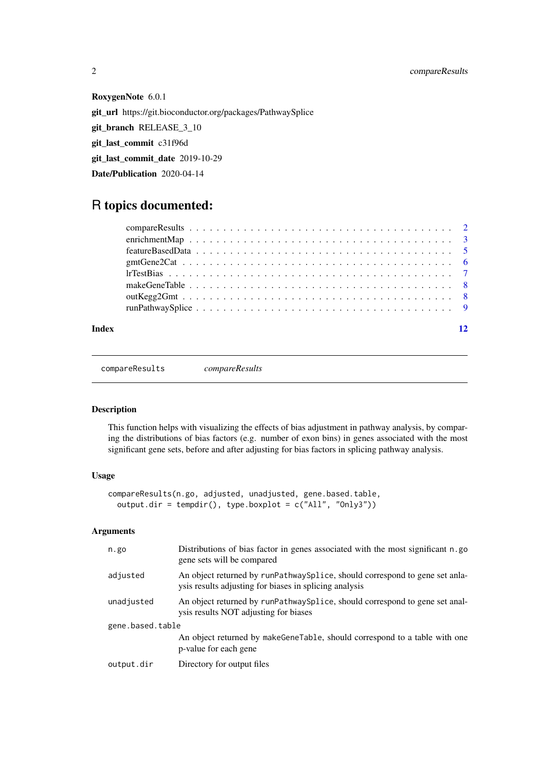**RoxygenNote** 6.0.1

**git_url** https://git.bioconductor.org/packages/PathwaySplice

**git_branch** RELEASE_3_10

**git_last_commit** c31f96d

**git_last_commit_date** 2019-10-29

**Date/Publication** 2020-04-14

# R topics documented:

| | |
|---|---|
| compareResults | 2 |
| enrichmentMap | 3 |
| featureBasedData | 5 |
| gmtGene2Cat | 6 |
| lrTestBias | 7 |
| makeGeneTable | 8 |
| outKegg2Gmt | 8 |
| runPathwaySplice | 9 |
| **Index** | **12** |

---

`compareResults` *compareResults*

---

### Description

This function helps with visualizing the effects of bias adjustment in pathway analysis, by comparing the distributions of bias factors (e.g. number of exon bins) in genes associated with the most significant gene sets, before and after adjusting for bias factors in splicing pathway analysis.

### Usage

```
compareResults(n.go, adjusted, unadjusted, gene.based.table,
  output.dir = tempdir(), type.boxplot = c("All", "Only3"))
```

### Arguments

| | |
|---|---|
| `n.go` | Distributions of bias factor in genes associated with the most significant `n.go` gene sets will be compared |
| `adjusted` | An object returned by `runPathwaySplice`, should correspond to gene set anlaysis results adjusting for biases in splicing analysis |
| `unadjusted` | An object returned by `runPathwaySplice`, should correspond to gene set analysis results NOT adjusting for biases |
| `gene.based.table` | An object returned by `makeGeneTable`, should correspond to a table with one p-value for each gene |
| `output.dir` | Directory for output files |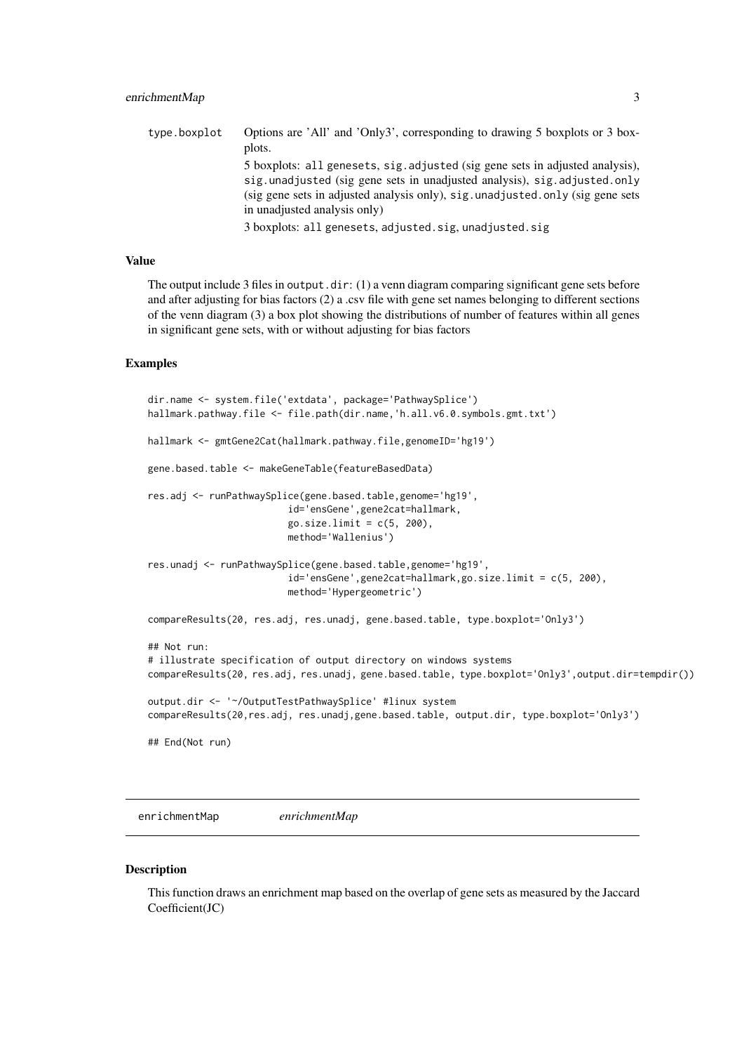type.boxplot Options are 'All' and 'Only3', corresponding to drawing 5 boxplots or 3 boxplots.

5 boxplots: `all genesets`, `sig.adjusted` (sig gene sets in adjusted analysis), `sig.unadjusted` (sig gene sets in unadjusted analysis), `sig.adjusted.only` (sig gene sets in adjusted analysis only), `sig.unadjusted.only` (sig gene sets in unadjusted analysis only)

3 boxplots: `all genesets`, `adjusted.sig`, `unadjusted.sig`

### Value

The output include 3 files in `output.dir`: (1) a venn diagram comparing significant gene sets before and after adjusting for bias factors (2) a .csv file with gene set names belonging to different sections of the venn diagram (3) a box plot showing the distributions of number of features within all genes in significant gene sets, with or without adjusting for bias factors

### Examples

```
dir.name <- system.file('extdata', package='PathwaySplice')
hallmark.pathway.file <- file.path(dir.name,'h.all.v6.0.symbols.gmt.txt')

hallmark <- gmtGene2Cat(hallmark.pathway.file,genomeID='hg19')

gene.based.table <- makeGeneTable(featureBasedData)

res.adj <- runPathwaySplice(gene.based.table,genome='hg19',
                        id='ensGene',gene2cat=hallmark,
                        go.size.limit = c(5, 200),
                        method='Wallenius')

res.unadj <- runPathwaySplice(gene.based.table,genome='hg19',
                        id='ensGene',gene2cat=hallmark,go.size.limit = c(5, 200),
                        method='Hypergeometric')

compareResults(20, res.adj, res.unadj, gene.based.table, type.boxplot='Only3')

## Not run:
# illustrate specification of output directory on windows systems
compareResults(20, res.adj, res.unadj, gene.based.table, type.boxplot='Only3',output.dir=tempdir())

output.dir <- '~/OutputTestPathwaySplice' #linux system
compareResults(20,res.adj, res.unadj,gene.based.table, output.dir, type.boxplot='Only3')

## End(Not run)
```

## enrichmentMap *enrichmentMap*

### Description

This function draws an enrichment map based on the overlap of gene sets as measured by the Jaccard Coefficient(JC)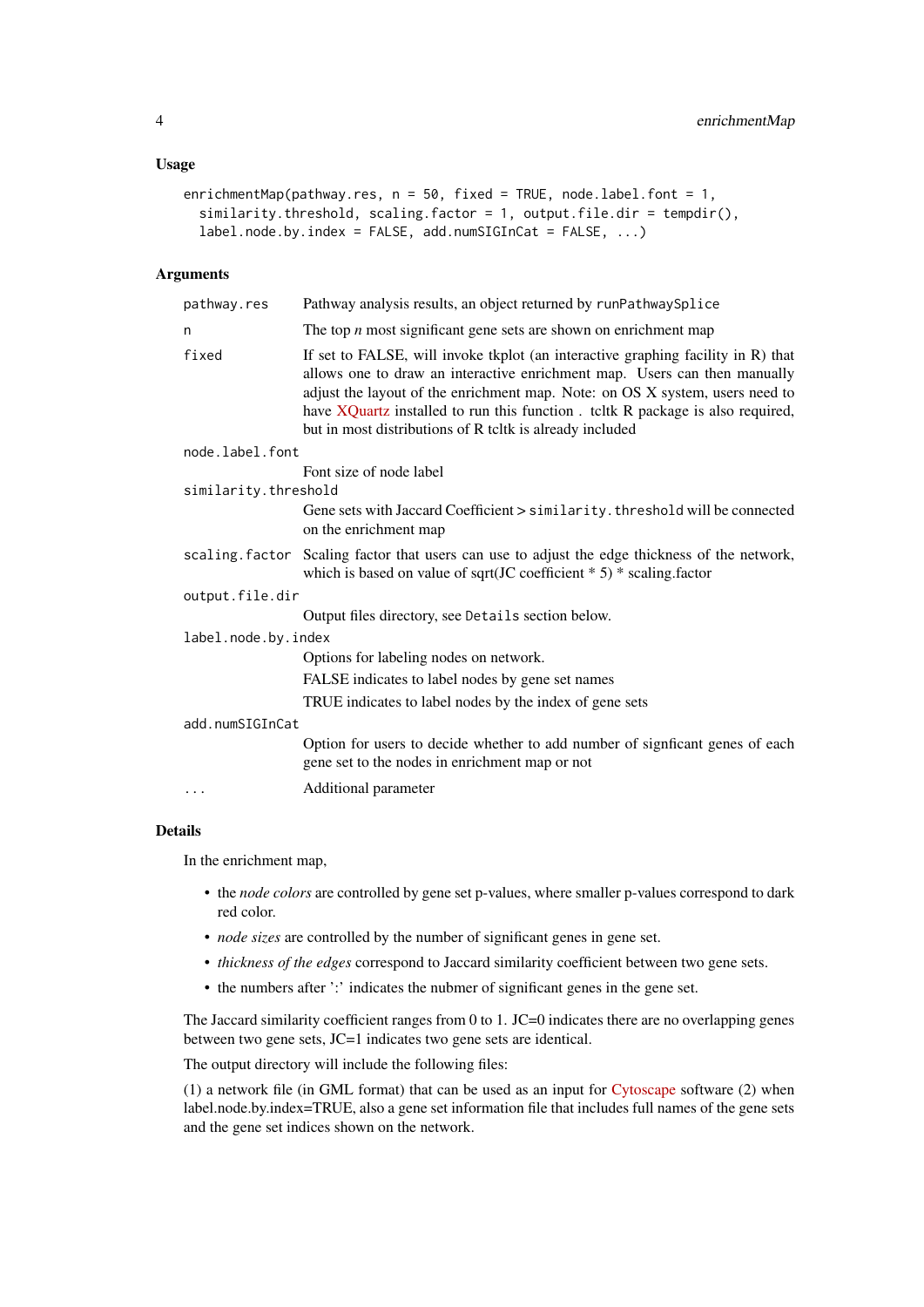### Usage

```
enrichmentMap(pathway.res, n = 50, fixed = TRUE, node.label.font = 1,
  similarity.threshold, scaling.factor = 1, output.file.dir = tempdir(),
  label.node.by.index = FALSE, add.numSIGInCat = FALSE, ...)
```

### Arguments

| Argument | Description |
|---|---|
| `pathway.res` | Pathway analysis results, an object returned by `runPathwaySplice` |
| `n` | The top *n* most significant gene sets are shown on enrichment map |
| `fixed` | If set to FALSE, will invoke tkplot (an interactive graphing facility in R) that allows one to draw an interactive enrichment map. Users can then manually adjust the layout of the enrichment map. Note: on OS X system, users need to have XQuartz installed to run this function . tcltk R package is also required, but in most distributions of R tcltk is already included |
| `node.label.font` | Font size of node label |
| `similarity.threshold` | Gene sets with Jaccard Coefficient > `similarity.threshold` will be connected on the enrichment map |
| `scaling.factor` | Scaling factor that users can use to adjust the edge thickness of the network, which is based on value of sqrt(JC coefficient * 5) * scaling.factor |
| `output.file.dir` | Output files directory, see `Details` section below. |
| `label.node.by.index` | Options for labeling nodes on network.<br>FALSE indicates to label nodes by gene set names<br>TRUE indicates to label nodes by the index of gene sets |
| `add.numSIGInCat` | Option for users to decide whether to add number of signficant genes of each gene set to the nodes in enrichment map or not |
| `...` | Additional parameter |

### Details

In the enrichment map,

- the *node colors* are controlled by gene set p-values, where smaller p-values correspond to dark red color.
- *node sizes* are controlled by the number of significant genes in gene set.
- *thickness of the edges* correspond to Jaccard similarity coefficient between two gene sets.
- the numbers after ':' indicates the nubmer of significant genes in the gene set.

The Jaccard similarity coefficient ranges from 0 to 1. JC=0 indicates there are no overlapping genes between two gene sets, JC=1 indicates two gene sets are identical.

The output directory will include the following files:

(1) a network file (in GML format) that can be used as an input for Cytoscape software (2) when label.node.by.index=TRUE, also a gene set information file that includes full names of the gene sets and the gene set indices shown on the network.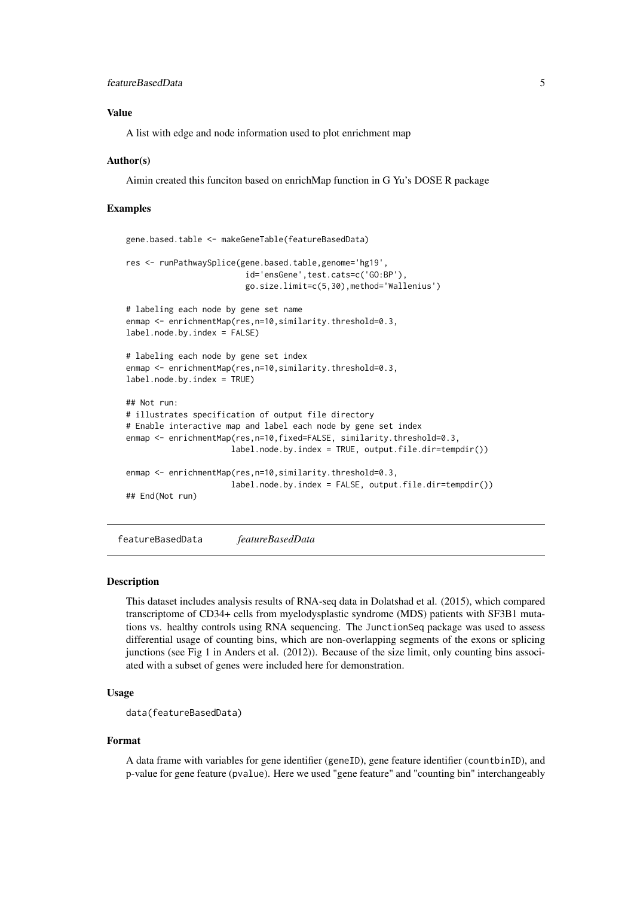### Value

A list with edge and node information used to plot enrichment map

### Author(s)

Aimin created this funciton based on enrichMap function in G Yu's DOSE R package

### Examples

```
gene.based.table <- makeGeneTable(featureBasedData)

res <- runPathwaySplice(gene.based.table,genome='hg19',
                        id='ensGene',test.cats=c('GO:BP'),
                        go.size.limit=c(5,30),method='Wallenius')

# labeling each node by gene set name
enmap <- enrichmentMap(res,n=10,similarity.threshold=0.3,
label.node.by.index = FALSE)

# labeling each node by gene set index
enmap <- enrichmentMap(res,n=10,similarity.threshold=0.3,
label.node.by.index = TRUE)

## Not run:
# illustrates specification of output file directory
# Enable interactive map and label each node by gene set index
enmap <- enrichmentMap(res,n=10,fixed=FALSE, similarity.threshold=0.3,
                     label.node.by.index = TRUE, output.file.dir=tempdir())

enmap <- enrichmentMap(res,n=10,similarity.threshold=0.3,
                     label.node.by.index = FALSE, output.file.dir=tempdir())
## End(Not run)
```

## featureBasedData    *featureBasedData*

### Description

This dataset includes analysis results of RNA-seq data in Dolatshad et al. (2015), which compared transcriptome of CD34+ cells from myelodysplastic syndrome (MDS) patients with SF3B1 mutations vs. healthy controls using RNA sequencing. The JunctionSeq package was used to assess differential usage of counting bins, which are non-overlapping segments of the exons or splicing junctions (see Fig 1 in Anders et al. (2012)). Because of the size limit, only counting bins associated with a subset of genes were included here for demonstration.

### Usage

```
data(featureBasedData)
```

### Format

A data frame with variables for gene identifier (geneID), gene feature identifier (countbinID), and p-value for gene feature (pvalue). Here we used "gene feature" and "counting bin" interchangeably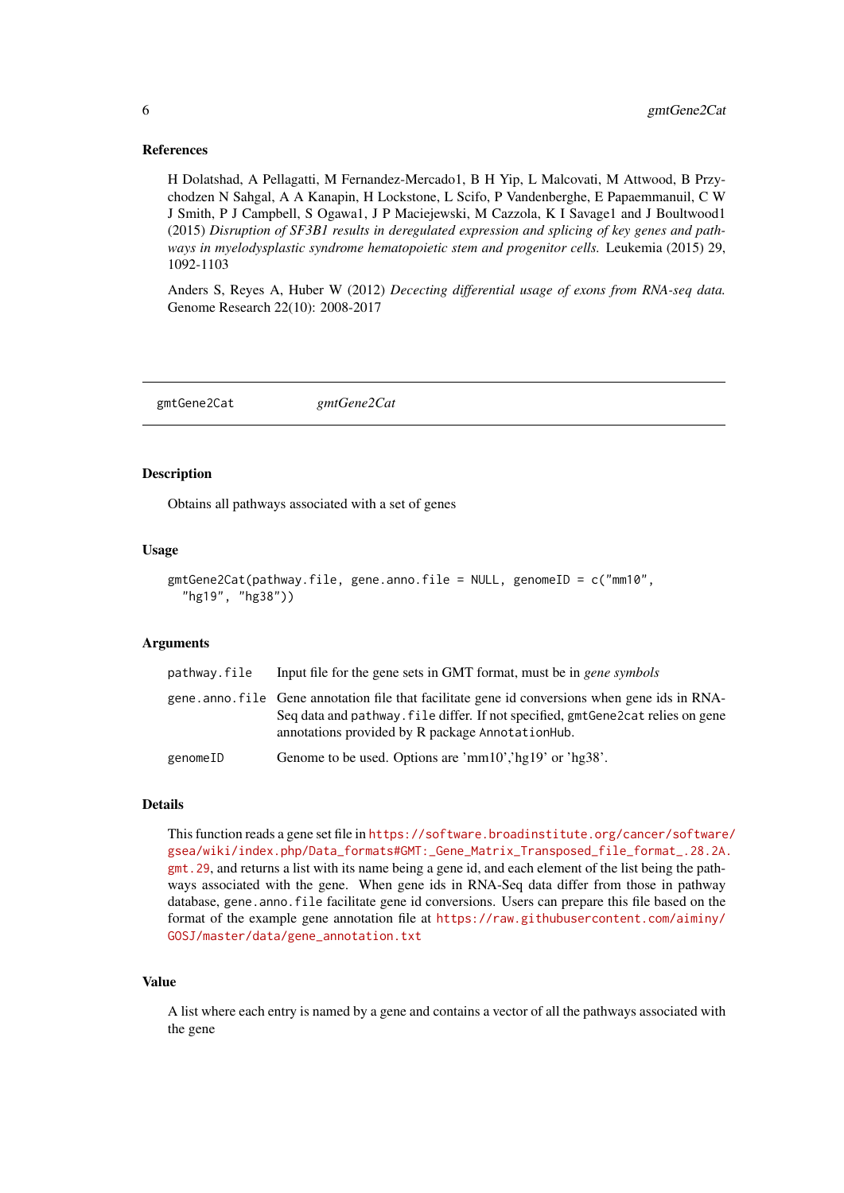### References

H Dolatshad, A Pellagatti, M Fernandez-Mercado1, B H Yip, L Malcovati, M Attwood, B Przychodzen N Sahgal, A A Kanapin, H Lockstone, L Scifo, P Vandenberghe, E Papaemmanuil, C W J Smith, P J Campbell, S Ogawa1, J P Maciejewski, M Cazzola, K I Savage1 and J Boultwood1 (2015) *Disruption of SF3B1 results in deregulated expression and splicing of key genes and pathways in myelodysplastic syndrome hematopoietic stem and progenitor cells.* Leukemia (2015) 29, 1092-1103

Anders S, Reyes A, Huber W (2012) *Dececting differential usage of exons from RNA-seq data.* Genome Research 22(10): 2008-2017

---

## gmtGene2Cat &nbsp;&nbsp;&nbsp;&nbsp; *gmtGene2Cat*

---

### Description

Obtains all pathways associated with a set of genes

### Usage

```
gmtGene2Cat(pathway.file, gene.anno.file = NULL, genomeID = c("mm10",
  "hg19", "hg38"))
```

### Arguments

| | |
|---|---|
| `pathway.file` | Input file for the gene sets in GMT format, must be in *gene symbols* |
| `gene.anno.file` | Gene annotation file that facilitate gene id conversions when gene ids in RNA-Seq data and `pathway.file` differ. If not specified, `gmtGene2cat` relies on gene annotations provided by R package `AnnotationHub`. |
| `genomeID` | Genome to be used. Options are 'mm10','hg19' or 'hg38'. |

### Details

This function reads a gene set file in https://software.broadinstitute.org/cancer/software/gsea/wiki/index.php/Data_formats#GMT:_Gene_Matrix_Transposed_file_format_.28.2A.gmt.29, and returns a list with its name being a gene id, and each element of the list being the pathways associated with the gene. When gene ids in RNA-Seq data differ from those in pathway database, `gene.anno.file` facilitate gene id conversions. Users can prepare this file based on the format of the example gene annotation file at https://raw.githubusercontent.com/aiminy/GOSJ/master/data/gene_annotation.txt

### Value

A list where each entry is named by a gene and contains a vector of all the pathways associated with the gene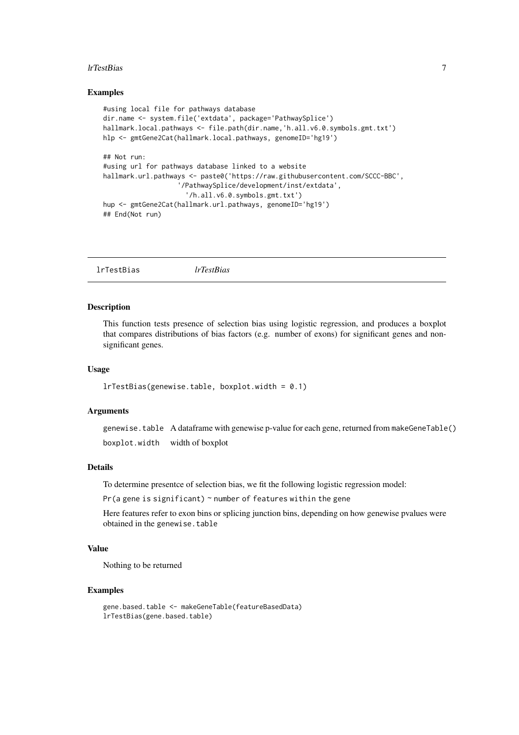## Examples

```
#using local file for pathways database
dir.name <- system.file('extdata', package='PathwaySplice')
hallmark.local.pathways <- file.path(dir.name,'h.all.v6.0.symbols.gmt.txt')
hlp <- gmtGene2Cat(hallmark.local.pathways, genomeID='hg19')

## Not run:
#using url for pathways database linked to a website
hallmark.url.pathways <- paste0('https://raw.githubusercontent.com/SCCC-BBC',
                    '/PathwaySplice/development/inst/extdata',
                      '/h.all.v6.0.symbols.gmt.txt')
hup <- gmtGene2Cat(hallmark.url.pathways, genomeID='hg19')
## End(Not run)
```

---

# lrTestBias *lrTestBias*

## Description

This function tests presence of selection bias using logistic regression, and produces a boxplot that compares distributions of bias factors (e.g. number of exons) for significant genes and non-significant genes.

## Usage

```
lrTestBias(genewise.table, boxplot.width = 0.1)
```

## Arguments

| | |
|---|---|
| genewise.table | A dataframe with genewise p-value for each gene, returned from makeGeneTable() |
| boxplot.width | width of boxplot |

## Details

To determine presentce of selection bias, we fit the following logistic regression model:

`Pr(a gene is significant) ~ number of features within the gene`

Here features refer to exon bins or splicing junction bins, depending on how genewise pvalues were obtained in the `genewise.table`

## Value

Nothing to be returned

## Examples

```
gene.based.table <- makeGeneTable(featureBasedData)
lrTestBias(gene.based.table)
```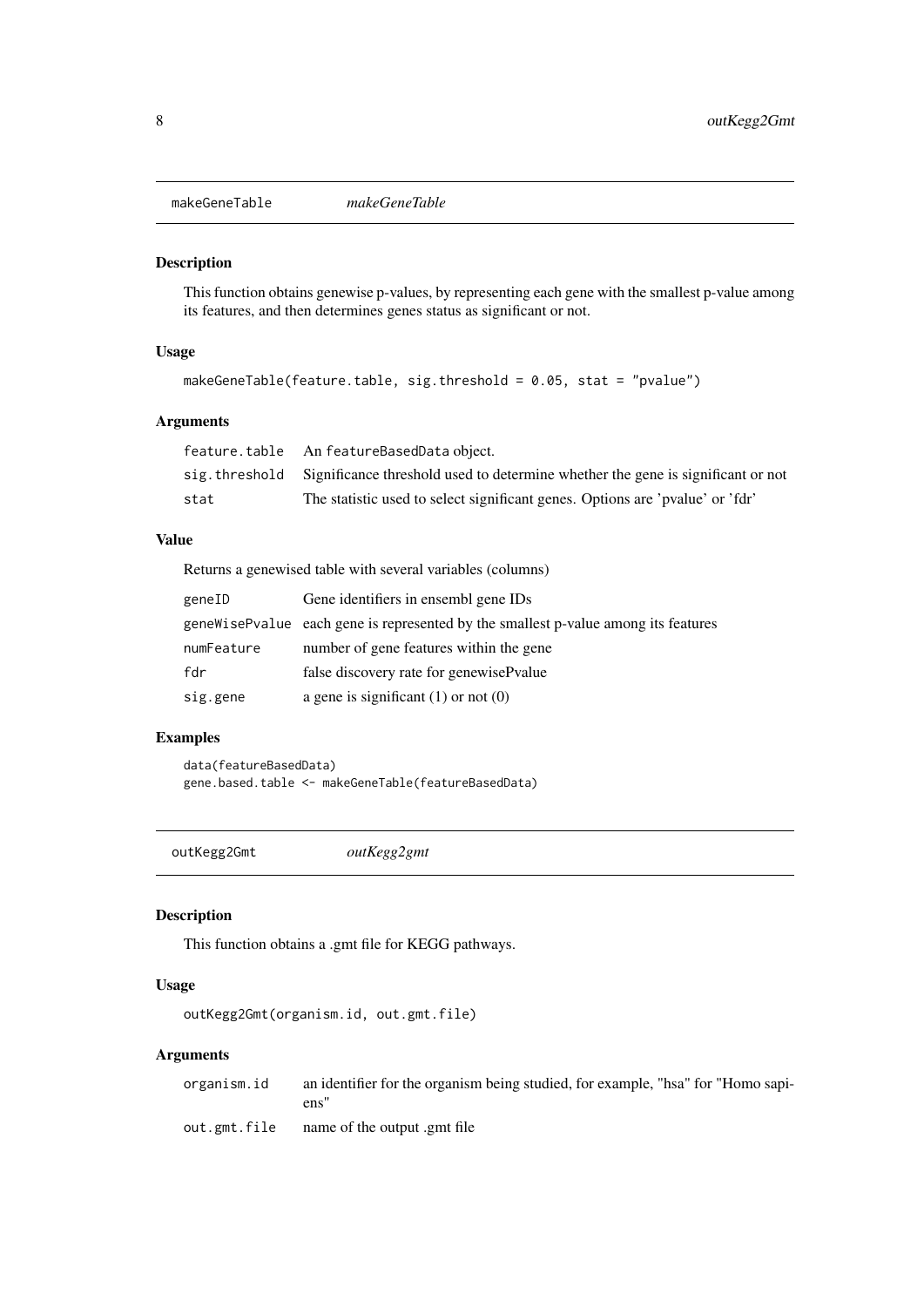## makeGeneTable    *makeGeneTable*

### Description

This function obtains genewise p-values, by representing each gene with the smallest p-value among its features, and then determines genes status as significant or not.

### Usage

```
makeGeneTable(feature.table, sig.threshold = 0.05, stat = "pvalue")
```

### Arguments

| | |
|---|---|
| `feature.table` | An `featureBasedData` object. |
| `sig.threshold` | Significance threshold used to determine whether the gene is significant or not |
| `stat` | The statistic used to select significant genes. Options are 'pvalue' or 'fdr' |

### Value

Returns a genewised table with several variables (columns)

| | |
|---|---|
| `geneID` | Gene identifiers in ensembl gene IDs |
| `geneWisePvalue` | each gene is represented by the smallest p-value among its features |
| `numFeature` | number of gene features within the gene |
| `fdr` | false discovery rate for genewisePvalue |
| `sig.gene` | a gene is significant (1) or not (0) |

### Examples

```
data(featureBasedData)
gene.based.table <- makeGeneTable(featureBasedData)
```

## outKegg2Gmt    *outKegg2gmt*

### Description

This function obtains a .gmt file for KEGG pathways.

### Usage

```
outKegg2Gmt(organism.id, out.gmt.file)
```

### Arguments

| | |
|---|---|
| `organism.id` | an identifier for the organism being studied, for example, "hsa" for "Homo sapiens" |
| `out.gmt.file` | name of the output .gmt file |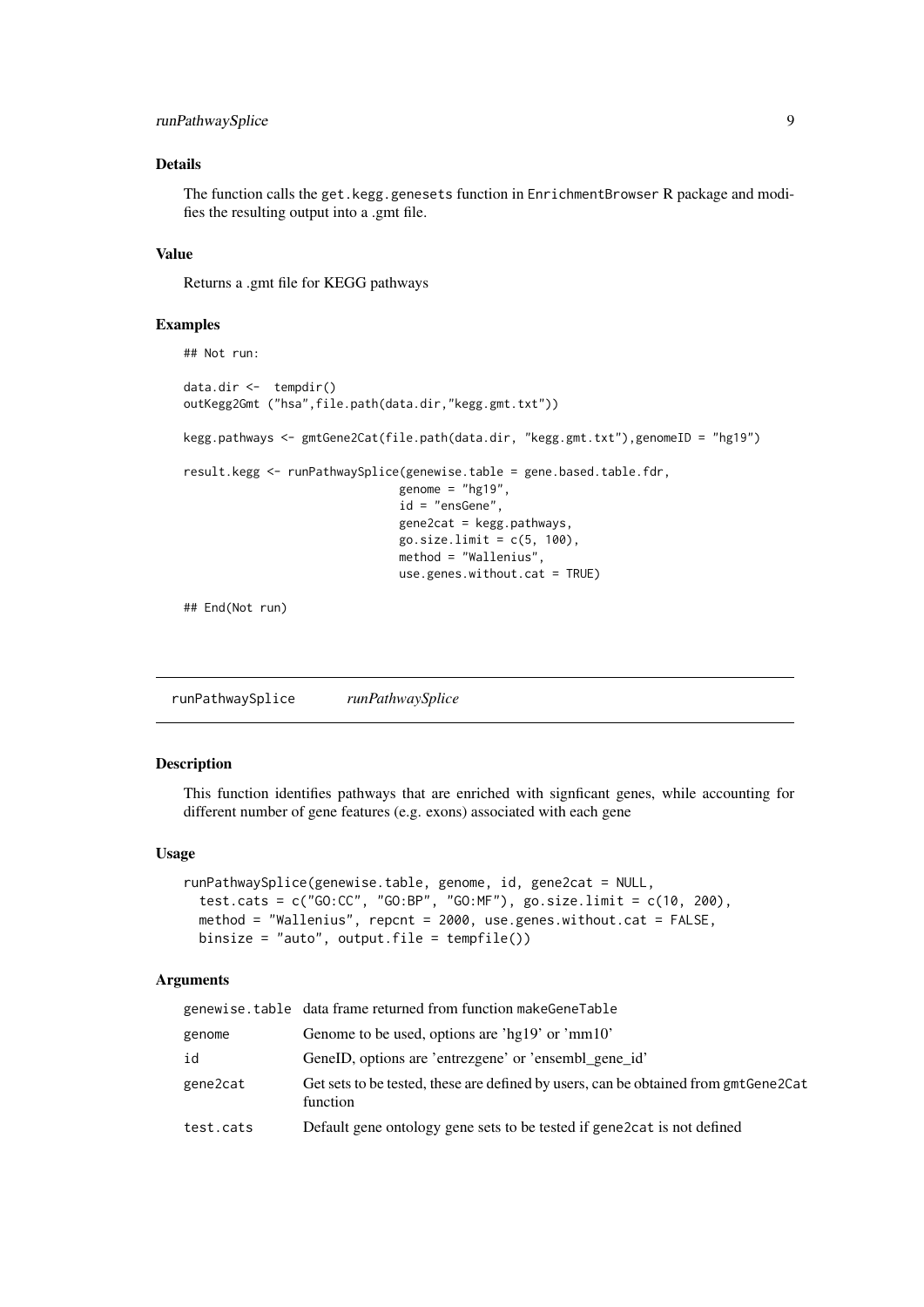### Details

The function calls the get.kegg.genesets function in EnrichmentBrowser R package and modifies the resulting output into a .gmt file.

### Value

Returns a .gmt file for KEGG pathways

### Examples

```
## Not run:

data.dir <-  tempdir()
outKegg2Gmt ("hsa",file.path(data.dir,"kegg.gmt.txt"))

kegg.pathways <- gmtGene2Cat(file.path(data.dir, "kegg.gmt.txt"),genomeID = "hg19")

result.kegg <- runPathwaySplice(genewise.table = gene.based.table.fdr,
                                genome = "hg19",
                                id = "ensGene",
                                gene2cat = kegg.pathways,
                                go.size.limit = c(5, 100),
                                method = "Wallenius",
                                use.genes.without.cat = TRUE)

## End(Not run)
```

---

## runPathwaySplice    *runPathwaySplice*

### Description

This function identifies pathways that are enriched with signficant genes, while accounting for different number of gene features (e.g. exons) associated with each gene

### Usage

```
runPathwaySplice(genewise.table, genome, id, gene2cat = NULL,
  test.cats = c("GO:CC", "GO:BP", "GO:MF"), go.size.limit = c(10, 200),
  method = "Wallenius", repcnt = 2000, use.genes.without.cat = FALSE,
  binsize = "auto", output.file = tempfile())
```

### Arguments

| | |
|---|---|
| genewise.table | data frame returned from function makeGeneTable |
| genome | Genome to be used, options are 'hg19' or 'mm10' |
| id | GeneID, options are 'entrezgene' or 'ensembl_gene_id' |
| gene2cat | Get sets to be tested, these are defined by users, can be obtained from gmtGene2Cat function |
| test.cats | Default gene ontology gene sets to be tested if gene2cat is not defined |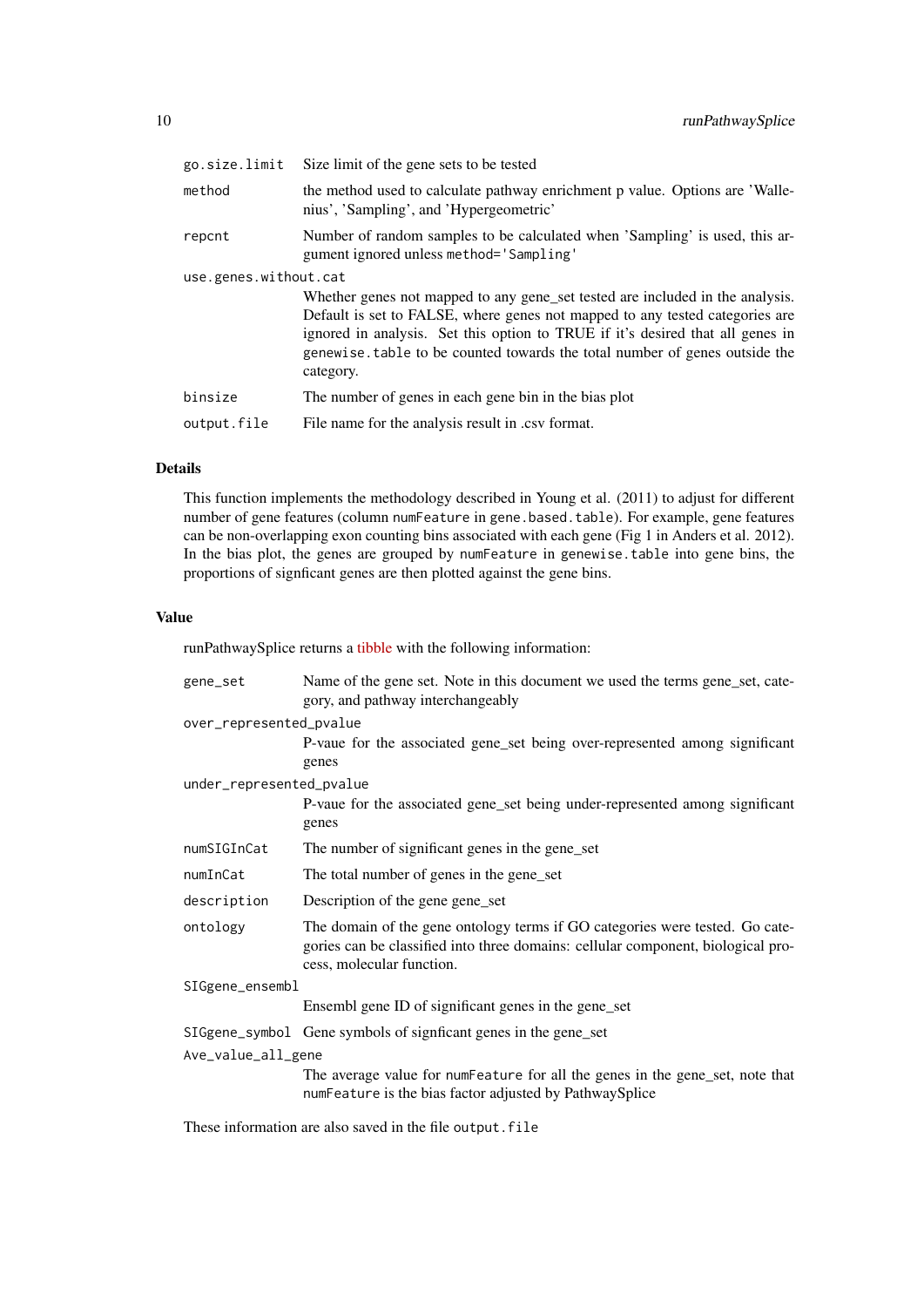| | |
|---|---|
| `go.size.limit` | Size limit of the gene sets to be tested |
| `method` | the method used to calculate pathway enrichment p value. Options are 'Wallenius', 'Sampling', and 'Hypergeometric' |
| `repcnt` | Number of random samples to be calculated when 'Sampling' is used, this argument ignored unless `method='Sampling'` |
| `use.genes.without.cat` | Whether genes not mapped to any gene_set tested are included in the analysis. Default is set to FALSE, where genes not mapped to any tested categories are ignored in analysis. Set this option to TRUE if it's desired that all genes in `genewise.table` to be counted towards the total number of genes outside the category. |
| `binsize` | The number of genes in each gene bin in the bias plot |
| `output.file` | File name for the analysis result in .csv format. |

### Details

This function implements the methodology described in Young et al. (2011) to adjust for different number of gene features (column `numFeature` in `gene.based.table`). For example, gene features can be non-overlapping exon counting bins associated with each gene (Fig 1 in Anders et al. 2012). In the bias plot, the genes are grouped by `numFeature` in `genewise.table` into gene bins, the proportions of signficant genes are then plotted against the gene bins.

### Value

runPathwaySplice returns a tibble with the following information:

| | |
|---|---|
| `gene_set` | Name of the gene set. Note in this document we used the terms gene_set, category, and pathway interchangeably |
| `over_represented_pvalue` | P-vaue for the associated gene_set being over-represented among significant genes |
| `under_represented_pvalue` | P-vaue for the associated gene_set being under-represented among significant genes |
| `numSIGInCat` | The number of significant genes in the gene_set |
| `numInCat` | The total number of genes in the gene_set |
| `description` | Description of the gene gene_set |
| `ontology` | The domain of the gene ontology terms if GO categories were tested. Go categories can be classified into three domains: cellular component, biological process, molecular function. |
| `SIGgene_ensembl` | Ensembl gene ID of significant genes in the gene_set |
| `SIGgene_symbol` | Gene symbols of signficant genes in the gene_set |
| `Ave_value_all_gene` | The average value for `numFeature` for all the genes in the gene_set, note that `numFeature` is the bias factor adjusted by PathwaySplice |

These information are also saved in the file `output.file`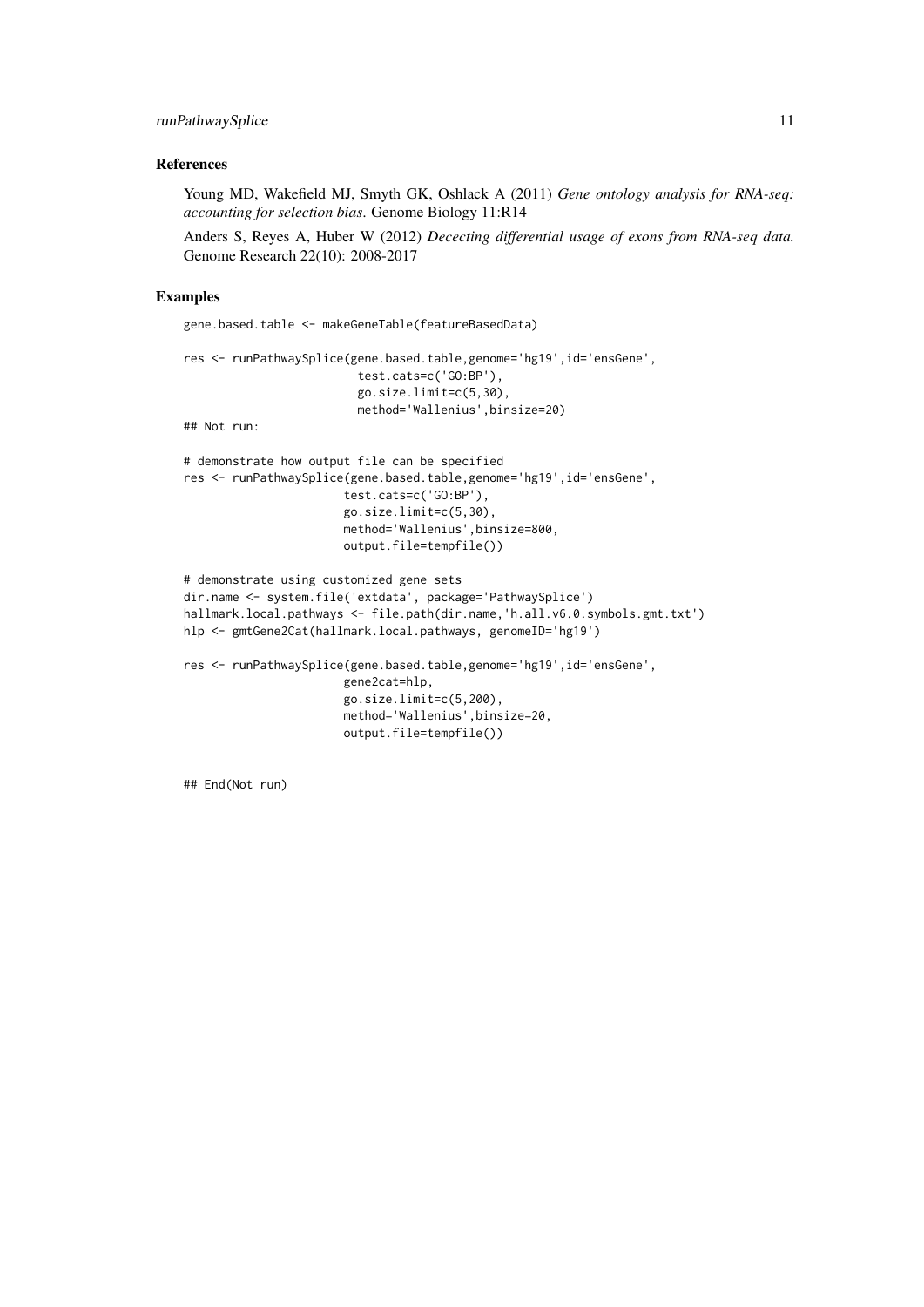## References

Young MD, Wakefield MJ, Smyth GK, Oshlack A (2011) *Gene ontology analysis for RNA-seq: accounting for selection bias.* Genome Biology 11:R14

Anders S, Reyes A, Huber W (2012) *Dececting differential usage of exons from RNA-seq data.* Genome Research 22(10): 2008-2017

## Examples

```
gene.based.table <- makeGeneTable(featureBasedData)

res <- runPathwaySplice(gene.based.table,genome='hg19',id='ensGene',
                         test.cats=c('GO:BP'),
                         go.size.limit=c(5,30),
                         method='Wallenius',binsize=20)
## Not run:

# demonstrate how output file can be specified
res <- runPathwaySplice(gene.based.table,genome='hg19',id='ensGene',
                       test.cats=c('GO:BP'),
                       go.size.limit=c(5,30),
                       method='Wallenius',binsize=800,
                       output.file=tempfile())

# demonstrate using customized gene sets
dir.name <- system.file('extdata', package='PathwaySplice')
hallmark.local.pathways <- file.path(dir.name,'h.all.v6.0.symbols.gmt.txt')
hlp <- gmtGene2Cat(hallmark.local.pathways, genomeID='hg19')

res <- runPathwaySplice(gene.based.table,genome='hg19',id='ensGene',
                       gene2cat=hlp,
                       go.size.limit=c(5,200),
                       method='Wallenius',binsize=20,
                       output.file=tempfile())


## End(Not run)
```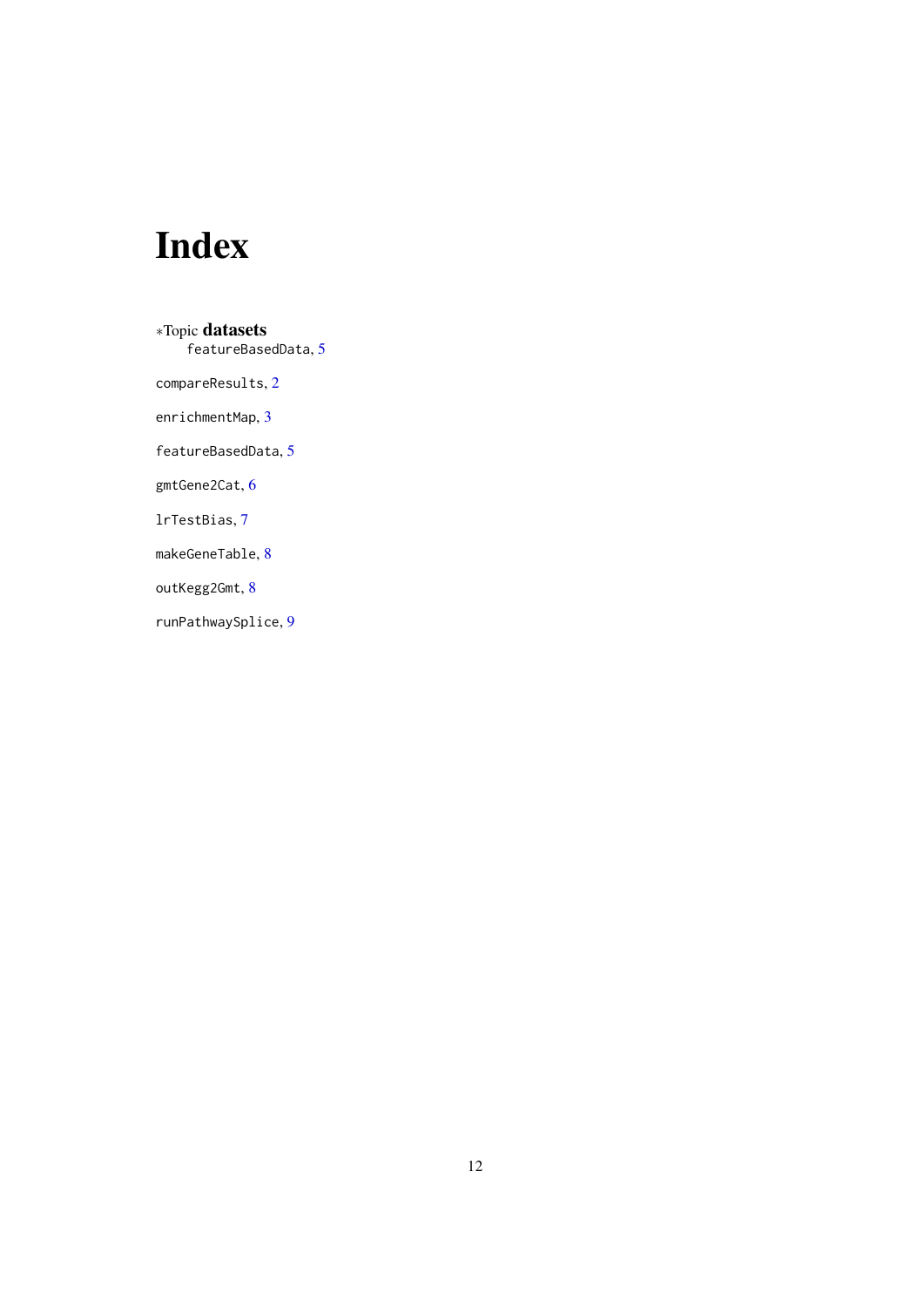# Index

*Topic **datasets**

featureBasedData, 5

compareResults, 2

enrichmentMap, 3

featureBasedData, 5

gmtGene2Cat, 6

lrTestBias, 7

makeGeneTable, 8

outKegg2Gmt, 8

runPathwaySplice, 9